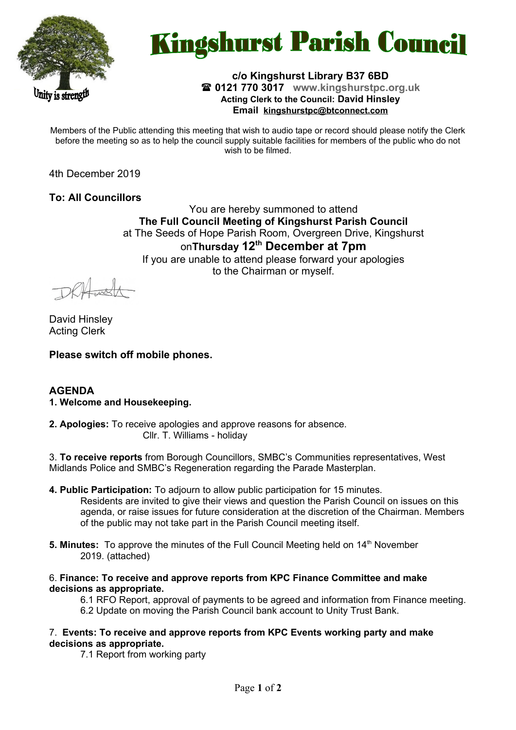# Kingshurst Parish Council

Unity is strength

**c/o Kingshurst Library B37 6BD**
**☎ 0121 770 3017** **www.kingshurstpc.org.uk**
**Acting Clerk to the Council: David Hinsley**
**Email kingshurstpc@btconnect.com**

Members of the Public attending this meeting that wish to audio tape or record should please notify the Clerk before the meeting so as to help the council supply suitable facilities for members of the public who do not wish to be filmed.

4th December 2019

**To: All Councillors**

You are hereby summoned to attend
**The Full Council Meeting of Kingshurst Parish Council**
at The Seeds of Hope Parish Room, Overgreen Drive, Kingshurst
on**Thursday 12th December at 7pm**
If you are unable to attend please forward your apologies
to the Chairman or myself.

David Hinsley
Acting Clerk

**Please switch off mobile phones.**

## AGENDA

**1. Welcome and Housekeeping.**

**2. Apologies:** To receive apologies and approve reasons for absence.
Cllr. T. Williams - holiday

3. **To receive reports** from Borough Councillors, SMBC's Communities representatives, West Midlands Police and SMBC's Regeneration regarding the Parade Masterplan.

**4. Public Participation:** To adjourn to allow public participation for 15 minutes.
Residents are invited to give their views and question the Parish Council on issues on this agenda, or raise issues for future consideration at the discretion of the Chairman. Members of the public may not take part in the Parish Council meeting itself.

**5. Minutes:** To approve the minutes of the Full Council Meeting held on 14th November 2019. (attached)

6. **Finance: To receive and approve reports from KPC Finance Committee and make decisions as appropriate.**
6.1 RFO Report, approval of payments to be agreed and information from Finance meeting.
6.2 Update on moving the Parish Council bank account to Unity Trust Bank.

7. **Events: To receive and approve reports from KPC Events working party and make decisions as appropriate.**
7.1 Report from working party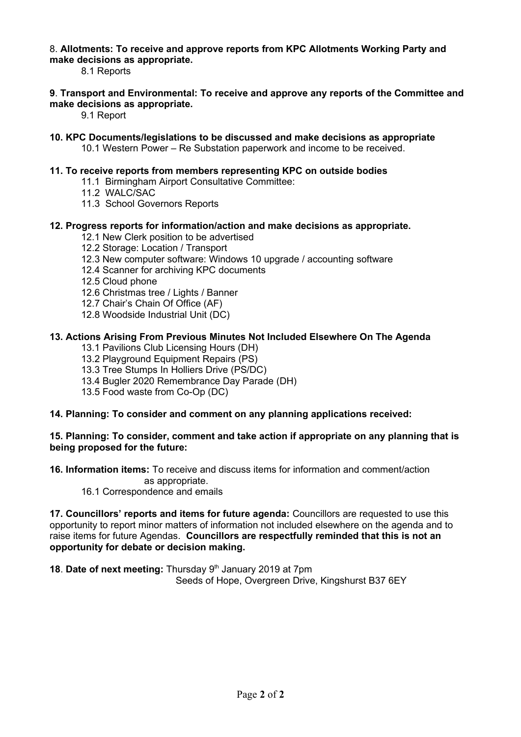8. **Allotments: To receive and approve reports from KPC Allotments Working Party and make decisions as appropriate.**

8.1 Reports

**9**. **Transport and Environmental: To receive and approve any reports of the Committee and make decisions as appropriate.**

9.1 Report

**10. KPC Documents/legislations to be discussed and make decisions as appropriate**

10.1 Western Power – Re Substation paperwork and income to be received.

**11. To receive reports from members representing KPC on outside bodies**

11.1 Birmingham Airport Consultative Committee:
11.2 WALC/SAC
11.3 School Governors Reports

**12. Progress reports for information/action and make decisions as appropriate.**

12.1 New Clerk position to be advertised
12.2 Storage: Location / Transport
12.3 New computer software: Windows 10 upgrade / accounting software
12.4 Scanner for archiving KPC documents
12.5 Cloud phone
12.6 Christmas tree / Lights / Banner
12.7 Chair's Chain Of Office (AF)
12.8 Woodside Industrial Unit (DC)

**13. Actions Arising From Previous Minutes Not Included Elsewhere On The Agenda**

13.1 Pavilions Club Licensing Hours (DH)
13.2 Playground Equipment Repairs (PS)
13.3 Tree Stumps In Holliers Drive (PS/DC)
13.4 Bugler 2020 Remembrance Day Parade (DH)
13.5 Food waste from Co-Op (DC)

**14. Planning: To consider and comment on any planning applications received:**

**15. Planning: To consider, comment and take action if appropriate on any planning that is being proposed for the future:**

**16. Information items:** To receive and discuss items for information and comment/action as appropriate.

16.1 Correspondence and emails

**17. Councillors' reports and items for future agenda:** Councillors are requested to use this opportunity to report minor matters of information not included elsewhere on the agenda and to raise items for future Agendas. **Councillors are respectfully reminded that this is not an opportunity for debate or decision making.**

**18**. **Date of next meeting:** Thursday 9th January 2019 at 7pm
Seeds of Hope, Overgreen Drive, Kingshurst B37 6EY